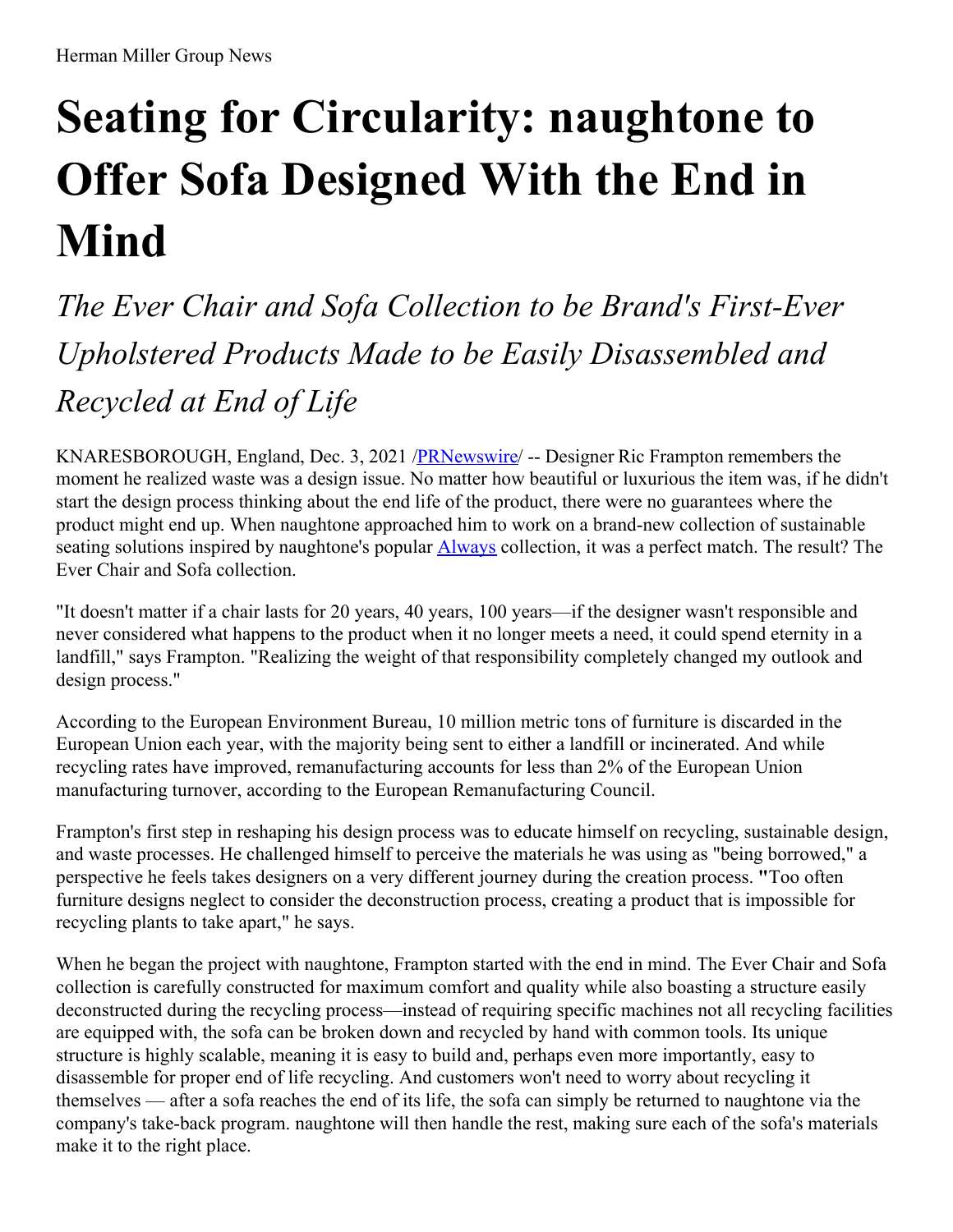Herman Miller Group News

# Seating for Circularity: naughtone to Offer Sofa Designed With the End in Mind

## *The Ever Chair and Sofa Collection to be Brand's First-Ever Upholstered Products Made to be Easily Disassembled and Recycled at End of Life*

KNARESBOROUGH, England, Dec. 3, 2021 /PRNewswire/ -- Designer Ric Frampton remembers the moment he realized waste was a design issue. No matter how beautiful or luxurious the item was, if he didn't start the design process thinking about the end life of the product, there were no guarantees where the product might end up. When naughtone approached him to work on a brand-new collection of sustainable seating solutions inspired by naughtone's popular Always collection, it was a perfect match. The result? The Ever Chair and Sofa collection.

"It doesn't matter if a chair lasts for 20 years, 40 years, 100 years—if the designer wasn't responsible and never considered what happens to the product when it no longer meets a need, it could spend eternity in a landfill," says Frampton. "Realizing the weight of that responsibility completely changed my outlook and design process."

According to the European Environment Bureau, 10 million metric tons of furniture is discarded in the European Union each year, with the majority being sent to either a landfill or incinerated. And while recycling rates have improved, remanufacturing accounts for less than 2% of the European Union manufacturing turnover, according to the European Remanufacturing Council.

Frampton's first step in reshaping his design process was to educate himself on recycling, sustainable design, and waste processes. He challenged himself to perceive the materials he was using as "being borrowed," a perspective he feels takes designers on a very different journey during the creation process. **"**Too often furniture designs neglect to consider the deconstruction process, creating a product that is impossible for recycling plants to take apart," he says.

When he began the project with naughtone, Frampton started with the end in mind. The Ever Chair and Sofa collection is carefully constructed for maximum comfort and quality while also boasting a structure easily deconstructed during the recycling process—instead of requiring specific machines not all recycling facilities are equipped with, the sofa can be broken down and recycled by hand with common tools. Its unique structure is highly scalable, meaning it is easy to build and, perhaps even more importantly, easy to disassemble for proper end of life recycling. And customers won't need to worry about recycling it themselves — after a sofa reaches the end of its life, the sofa can simply be returned to naughtone via the company's take-back program. naughtone will then handle the rest, making sure each of the sofa's materials make it to the right place.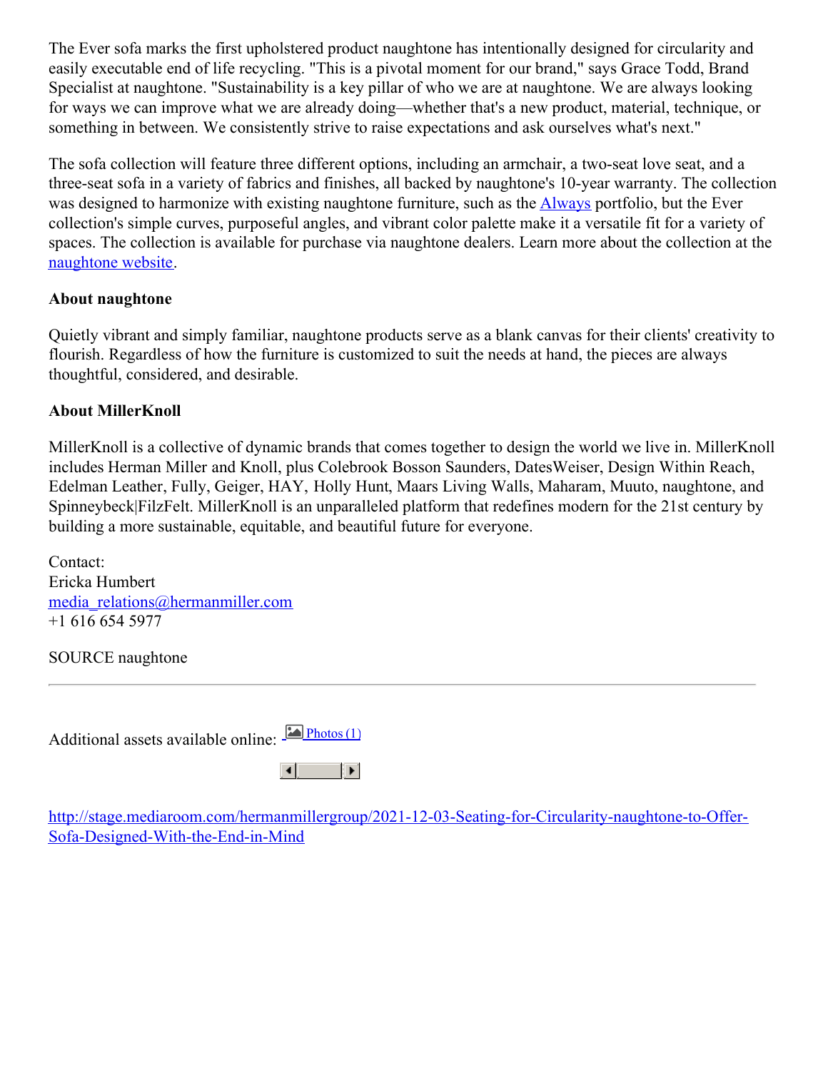The Ever sofa marks the first upholstered product naughtone has intentionally designed for circularity and easily executable end of life recycling. "This is a pivotal moment for our brand," says Grace Todd, Brand Specialist at naughtone. "Sustainability is a key pillar of who we are at naughtone. We are always looking for ways we can improve what we are already doing—whether that's a new product, material, technique, or something in between. We consistently strive to raise expectations and ask ourselves what's next."

The sofa collection will feature three different options, including an armchair, a two-seat love seat, and a three-seat sofa in a variety of fabrics and finishes, all backed by naughtone's 10-year warranty. The collection was designed to harmonize with existing naughtone furniture, such as the Always portfolio, but the Ever collection's simple curves, purposeful angles, and vibrant color palette make it a versatile fit for a variety of spaces. The collection is available for purchase via naughtone dealers. Learn more about the collection at the naughtone website.

**About naughtone**

Quietly vibrant and simply familiar, naughtone products serve as a blank canvas for their clients' creativity to flourish. Regardless of how the furniture is customized to suit the needs at hand, the pieces are always thoughtful, considered, and desirable.

**About MillerKnoll**

MillerKnoll is a collective of dynamic brands that comes together to design the world we live in. MillerKnoll includes Herman Miller and Knoll, plus Colebrook Bosson Saunders, DatesWeiser, Design Within Reach, Edelman Leather, Fully, Geiger, HAY, Holly Hunt, Maars Living Walls, Maharam, Muuto, naughtone, and Spinneybeck|FilzFelt. MillerKnoll is an unparalleled platform that redefines modern for the 21st century by building a more sustainable, equitable, and beautiful future for everyone.

Contact:
Ericka Humbert
media_relations@hermanmiller.com
+1 616 654 5977

SOURCE naughtone

---

Additional assets available online: Photos (1)

http://stage.mediaroom.com/hermanmillergroup/2021-12-03-Seating-for-Circularity-naughtone-to-Offer-Sofa-Designed-With-the-End-in-Mind